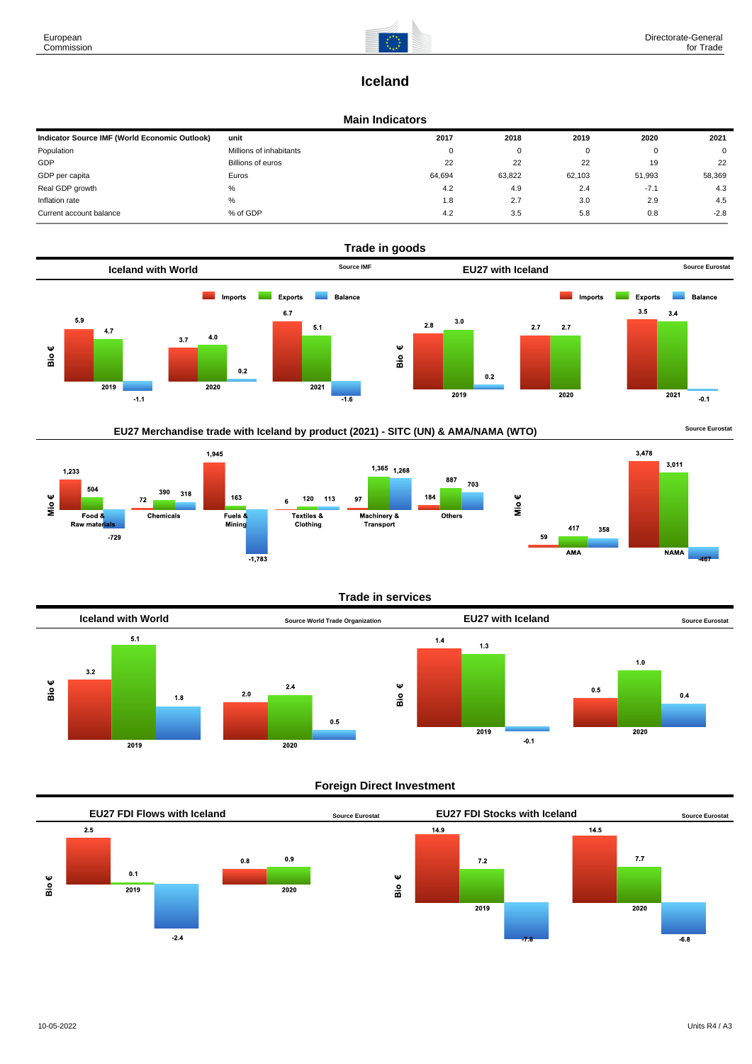European Commission

Directorate-General for Trade

# Iceland

## Main Indicators

| Indicator Source IMF (World Economic Outlook) | unit | 2017 | 2018 | 2019 | 2020 | 2021 |
|---|---|---|---|---|---|---|
| Population | Millions of inhabitants | 0 | 0 | 0 | 0 | 0 |
| GDP | Billions of euros | 22 | 22 | 22 | 19 | 22 |
| GDP per capita | Euros | 64,694 | 63,822 | 62,103 | 51,993 | 58,369 |
| Real GDP growth | % | 4.2 | 4.9 | 2.4 | -7.1 | 4.3 |
| Inflation rate | % | 1.8 | 2.7 | 3.0 | 2.9 | 4.5 |
| Current account balance | % of GDP | 4.2 | 3.5 | 5.8 | 0.8 | -2.8 |

## Trade in goods

### Iceland with World (Source IMF)

Bio €

| | Imports | Exports | Balance |
|---|---|---|---|
| 2019 | 5.9 | 4.7 | -1.1 |
| 2020 | 3.7 | 4.0 | 0.2 |
| 2021 | 6.7 | 5.1 | -1.6 |

### EU27 with Iceland (Source Eurostat)

Bio €

| | Imports | Exports | Balance |
|---|---|---|---|
| 2019 | 2.8 | 3.0 | 0.2 |
| 2020 | 2.7 | 2.7 | |
| 2021 | 3.5 | 3.4 | -0.1 |

### EU27 Merchandise trade with Iceland by product (2021) - SITC (UN) & AMA/NAMA (WTO) (Source Eurostat)

Mio €

| | Imports | Exports | Balance |
|---|---|---|---|
| Food & Raw materials | 1,233 | 504 | -729 |
| Chemicals | 72 | 390 | 318 |
| Fuels & Mining | 1,945 | 163 | -1,783 |
| Textiles & Clothing | 6 | 120 | 113 |
| Machinery & Transport | 97 | 1,365 | 1,268 |
| Others | 184 | 887 | 703 |
| AMA | 59 | 417 | 358 |
| NAMA | 3,478 | 3,011 | -467 |

## Trade in services

### Iceland with World (Source World Trade Organization)

Bio €

| | Imports | Exports | Balance |
|---|---|---|---|
| 2019 | 3.2 | 5.1 | 1.8 |
| 2020 | 2.0 | 2.4 | 0.5 |

### EU27 with Iceland (Source Eurostat)

Bio €

| | Imports | Exports | Balance |
|---|---|---|---|
| 2019 | 1.4 | 1.3 | -0.1 |
| 2020 | 0.5 | 1.0 | 0.4 |

## Foreign Direct Investment

### EU27 FDI Flows with Iceland (Source Eurostat)

Bio €

| | | | |
|---|---|---|---|
| 2019 | 2.5 | 0.1 | -2.4 |
| 2020 | 0.8 | 0.9 | |

### EU27 FDI Stocks with Iceland (Source Eurostat)

Bio €

| | | | |
|---|---|---|---|
| 2019 | 14.9 | 7.2 | -7.8 |
| 2020 | 14.5 | 7.7 | -6.8 |

10-05-2022

Units R4 / A3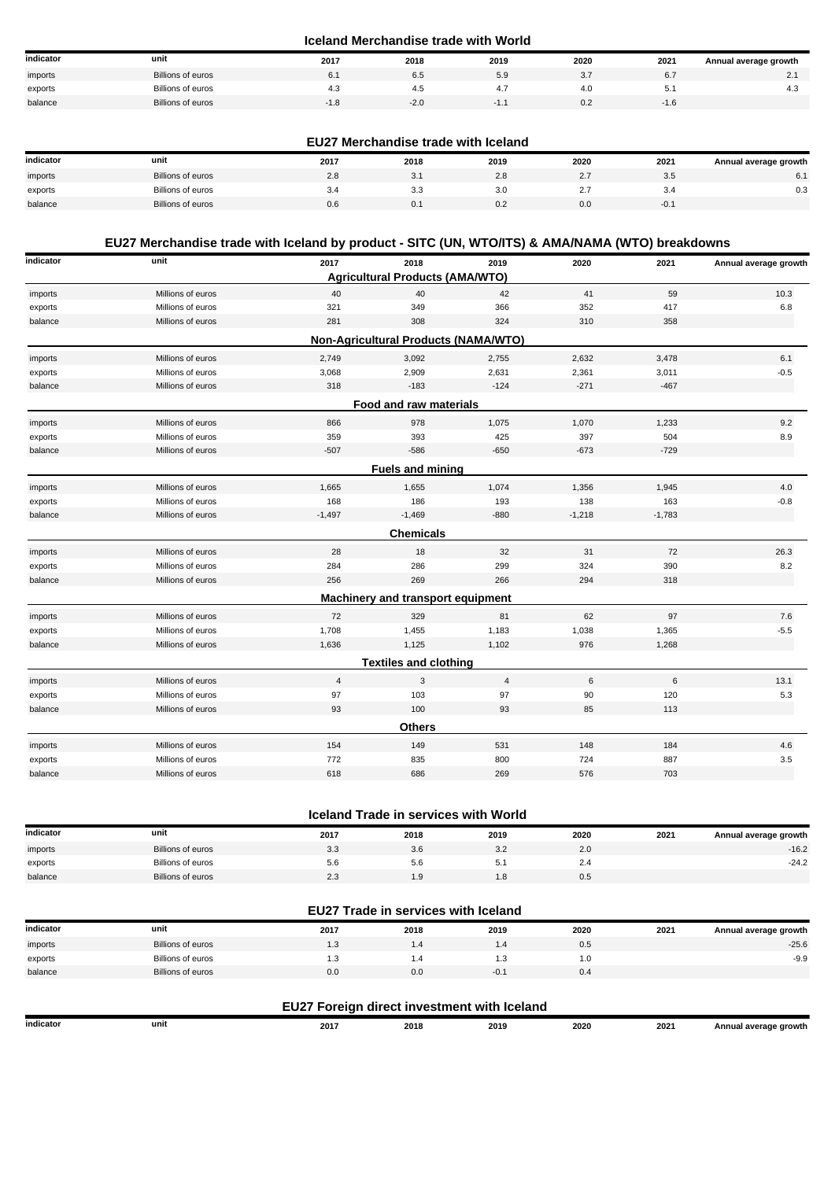### Iceland Merchandise trade with World

| indicator | unit | 2017 | 2018 | 2019 | 2020 | 2021 | Annual average growth |
|---|---|---|---|---|---|---|---|
| imports | Billions of euros | 6.1 | 6.5 | 5.9 | 3.7 | 6.7 | 2.1 |
| exports | Billions of euros | 4.3 | 4.5 | 4.7 | 4.0 | 5.1 | 4.3 |
| balance | Billions of euros | -1.8 | -2.0 | -1.1 | 0.2 | -1.6 | |

### EU27 Merchandise trade with Iceland

| indicator | unit | 2017 | 2018 | 2019 | 2020 | 2021 | Annual average growth |
|---|---|---|---|---|---|---|---|
| imports | Billions of euros | 2.8 | 3.1 | 2.8 | 2.7 | 3.5 | 6.1 |
| exports | Billions of euros | 3.4 | 3.3 | 3.0 | 2.7 | 3.4 | 0.3 |
| balance | Billions of euros | 0.6 | 0.1 | 0.2 | 0.0 | -0.1 | |

### EU27 Merchandise trade with Iceland by product - SITC (UN, WTO/ITS) & AMA/NAMA (WTO) breakdowns

| indicator | unit | 2017 | 2018 | 2019 | 2020 | 2021 | Annual average growth |
|---|---|---|---|---|---|---|---|
| **Agricultural Products (AMA/WTO)** | | | | | | | |
| imports | Millions of euros | 40 | 40 | 42 | 41 | 59 | 10.3 |
| exports | Millions of euros | 321 | 349 | 366 | 352 | 417 | 6.8 |
| balance | Millions of euros | 281 | 308 | 324 | 310 | 358 | |
| **Non-Agricultural Products (NAMA/WTO)** | | | | | | | |
| imports | Millions of euros | 2,749 | 3,092 | 2,755 | 2,632 | 3,478 | 6.1 |
| exports | Millions of euros | 3,068 | 2,909 | 2,631 | 2,361 | 3,011 | -0.5 |
| balance | Millions of euros | 318 | -183 | -124 | -271 | -467 | |
| **Food and raw materials** | | | | | | | |
| imports | Millions of euros | 866 | 978 | 1,075 | 1,070 | 1,233 | 9.2 |
| exports | Millions of euros | 359 | 393 | 425 | 397 | 504 | 8.9 |
| balance | Millions of euros | -507 | -586 | -650 | -673 | -729 | |
| **Fuels and mining** | | | | | | | |
| imports | Millions of euros | 1,665 | 1,655 | 1,074 | 1,356 | 1,945 | 4.0 |
| exports | Millions of euros | 168 | 186 | 193 | 138 | 163 | -0.8 |
| balance | Millions of euros | -1,497 | -1,469 | -880 | -1,218 | -1,783 | |
| **Chemicals** | | | | | | | |
| imports | Millions of euros | 28 | 18 | 32 | 31 | 72 | 26.3 |
| exports | Millions of euros | 284 | 286 | 299 | 324 | 390 | 8.2 |
| balance | Millions of euros | 256 | 269 | 266 | 294 | 318 | |
| **Machinery and transport equipment** | | | | | | | |
| imports | Millions of euros | 72 | 329 | 81 | 62 | 97 | 7.6 |
| exports | Millions of euros | 1,708 | 1,455 | 1,183 | 1,038 | 1,365 | -5.5 |
| balance | Millions of euros | 1,636 | 1,125 | 1,102 | 976 | 1,268 | |
| **Textiles and clothing** | | | | | | | |
| imports | Millions of euros | 4 | 3 | 4 | 6 | 6 | 13.1 |
| exports | Millions of euros | 97 | 103 | 97 | 90 | 120 | 5.3 |
| balance | Millions of euros | 93 | 100 | 93 | 85 | 113 | |
| **Others** | | | | | | | |
| imports | Millions of euros | 154 | 149 | 531 | 148 | 184 | 4.6 |
| exports | Millions of euros | 772 | 835 | 800 | 724 | 887 | 3.5 |
| balance | Millions of euros | 618 | 686 | 269 | 576 | 703 | |

### Iceland Trade in services with World

| indicator | unit | 2017 | 2018 | 2019 | 2020 | 2021 | Annual average growth |
|---|---|---|---|---|---|---|---|
| imports | Billions of euros | 3.3 | 3.6 | 3.2 | 2.0 | | -16.2 |
| exports | Billions of euros | 5.6 | 5.6 | 5.1 | 2.4 | | -24.2 |
| balance | Billions of euros | 2.3 | 1.9 | 1.8 | 0.5 | | |

### EU27 Trade in services with Iceland

| indicator | unit | 2017 | 2018 | 2019 | 2020 | 2021 | Annual average growth |
|---|---|---|---|---|---|---|---|
| imports | Billions of euros | 1.3 | 1.4 | 1.4 | 0.5 | | -25.6 |
| exports | Billions of euros | 1.3 | 1.4 | 1.3 | 1.0 | | -9.9 |
| balance | Billions of euros | 0.0 | 0.0 | -0.1 | 0.4 | | |

### EU27 Foreign direct investment with Iceland

| indicator | unit | 2017 | 2018 | 2019 | 2020 | 2021 | Annual average growth |
|---|---|---|---|---|---|---|---|